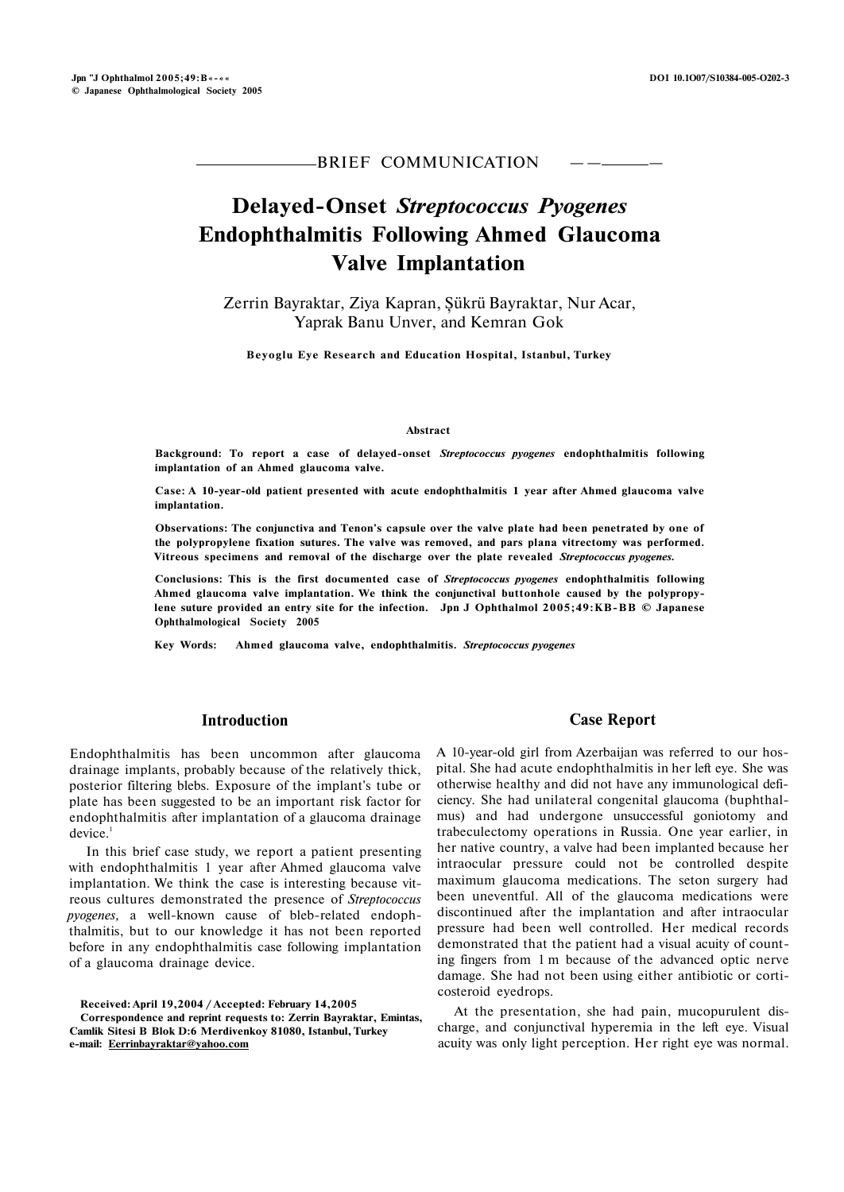BRIEF COMMUNICATION

# Delayed-Onset *Streptococcus Pyogenes* Endophthalmitis Following Ahmed Glaucoma Valve Implantation

Zerrin Bayraktar, Ziya Kapran, Şükrü Bayraktar, Nur Acar, Yaprak Banu Unver, and Kemran Gok

**Beyoglu Eye Research and Education Hospital, Istanbul, Turkey**

### Abstract

**Background: To report a case of delayed-onset *Streptococcus pyogenes* endophthalmitis following implantation of an Ahmed glaucoma valve.**

**Case: A 10-year-old patient presented with acute endophthalmitis 1 year after Ahmed glaucoma valve implantation.**

**Observations: The conjunctiva and Tenon's capsule over the valve plate had been penetrated by one of the polypropylene fixation sutures. The valve was removed, and pars plana vitrectomy was performed. Vitreous specimens and removal of the discharge over the plate revealed *Streptococcus pyogenes.***

**Conclusions: This is the first documented case of *Streptococcus pyogenes* endophthalmitis following Ahmed glaucoma valve implantation. We think the conjunctival buttonhole caused by the polypropylene suture provided an entry site for the infection. Jpn J Ophthalmol 2005;49:KB-BB © Japanese Ophthalmological Society 2005**

**Key Words: Ahmed glaucoma valve, endophthalmitis. *Streptococcus pyogenes***

## Introduction

Endophthalmitis has been uncommon after glaucoma drainage implants, probably because of the relatively thick, posterior filtering blebs. Exposure of the implant's tube or plate has been suggested to be an important risk factor for endophthalmitis after implantation of a glaucoma drainage device.[1]

In this brief case study, we report a patient presenting with endophthalmitis 1 year after Ahmed glaucoma valve implantation. We think the case is interesting because vitreous cultures demonstrated the presence of *Streptococcus pyogenes,* a well-known cause of bleb-related endophthalmitis, but to our knowledge it has not been reported before in any endophthalmitis case following implantation of a glaucoma drainage device.

**Received: April 19, 2004 / Accepted: February 14, 2005**
**Correspondence and reprint requests to: Zerrin Bayraktar, Emintas, Camlik Sitesi B Blok D:6 Merdivenkoy 81080, Istanbul, Turkey**
**e-mail: Eerrinbayraktar@yahoo.com**

## Case Report

A 10-year-old girl from Azerbaijan was referred to our hospital. She had acute endophthalmitis in her left eye. She was otherwise healthy and did not have any immunological deficiency. She had unilateral congenital glaucoma (buphthalmus) and had undergone unsuccessful goniotomy and trabeculectomy operations in Russia. One year earlier, in her native country, a valve had been implanted because her intraocular pressure could not be controlled despite maximum glaucoma medications. The seton surgery had been uneventful. All of the glaucoma medications were discontinued after the implantation and after intraocular pressure had been well controlled. Her medical records demonstrated that the patient had a visual acuity of counting fingers from 1 m because of the advanced optic nerve damage. She had not been using either antibiotic or corticosteroid eyedrops.

At the presentation, she had pain, mucopurulent discharge, and conjunctival hyperemia in the left eye. Visual acuity was only light perception. Her right eye was normal.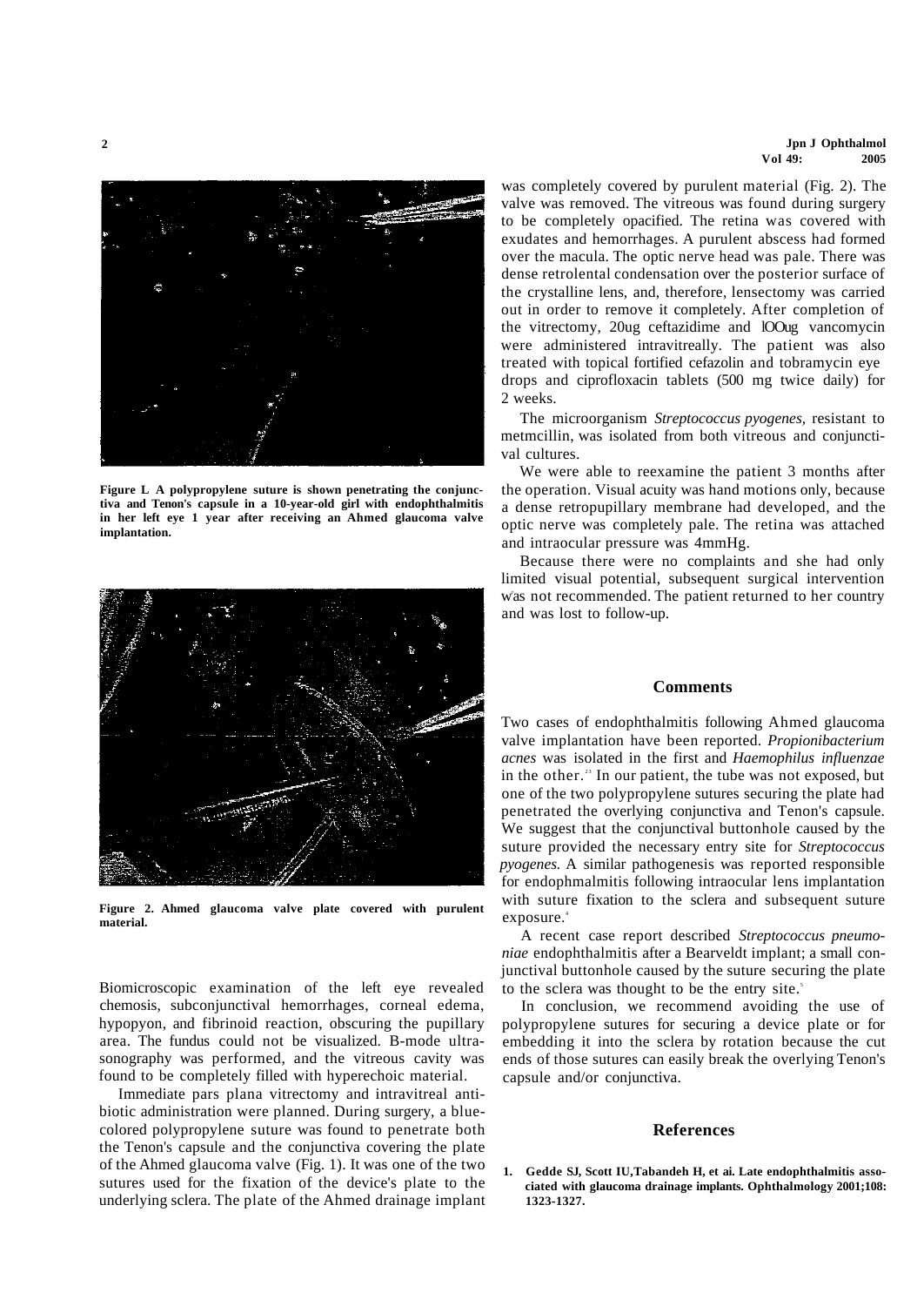Figure L A polypropylene suture is shown penetrating the conjunctiva and Tenon's capsule in a 10-year-old girl with endophthalmitis in her left eye 1 year after receiving an Ahmed glaucoma valve implantation.

Figure 2. Ahmed glaucoma valve plate covered with purulent material.

Biomicroscopic examination of the left eye revealed chemosis, subconjunctival hemorrhages, corneal edema, hypopyon, and fibrinoid reaction, obscuring the pupillary area. The fundus could not be visualized. B-mode ultrasonography was performed, and the vitreous cavity was found to be completely filled with hyperechoic material.

Immediate pars plana vitrectomy and intravitreal antibiotic administration were planned. During surgery, a blue-colored polypropylene suture was found to penetrate both the Tenon's capsule and the conjunctiva covering the plate of the Ahmed glaucoma valve (Fig. 1). It was one of the two sutures used for the fixation of the device's plate to the underlying sclera. The plate of the Ahmed drainage implant was completely covered by purulent material (Fig. 2). The valve was removed. The vitreous was found during surgery to be completely opacified. The retina was covered with exudates and hemorrhages. A purulent abscess had formed over the macula. The optic nerve head was pale. There was dense retrolental condensation over the posterior surface of the crystalline lens, and, therefore, lensectomy was carried out in order to remove it completely. After completion of the vitrectomy, 20ug ceftazidime and lOOug vancomycin were administered intravitreally. The patient was also treated with topical fortified cefazolin and tobramycin eye drops and ciprofloxacin tablets (500 mg twice daily) for 2 weeks.

The microorganism *Streptococcus pyogenes,* resistant to metmcillin, was isolated from both vitreous and conjunctival cultures.

We were able to reexamine the patient 3 months after the operation. Visual acuity was hand motions only, because a dense retropupillary membrane had developed, and the optic nerve was completely pale. The retina was attached and intraocular pressure was 4mmHg.

Because there were no complaints and she had only limited visual potential, subsequent surgical intervention was not recommended. The patient returned to her country and was lost to follow-up.

## Comments

Two cases of endophthalmitis following Ahmed glaucoma valve implantation have been reported. *Propionibacterium acnes* was isolated in the first and *Haemophilus influenzae* in the other.[2,3] In our patient, the tube was not exposed, but one of the two polypropylene sutures securing the plate had penetrated the overlying conjunctiva and Tenon's capsule. We suggest that the conjunctival buttonhole caused by the suture provided the necessary entry site for *Streptococcus pyogenes.* A similar pathogenesis was reported responsible for endophmalmitis following intraocular lens implantation with suture fixation to the sclera and subsequent suture exposure.[4]

A recent case report described *Streptococcus pneumoniae* endophthalmitis after a Bearveldt implant; a small conjunctival buttonhole caused by the suture securing the plate to the sclera was thought to be the entry site.[5]

In conclusion, we recommend avoiding the use of polypropylene sutures for securing a device plate or for embedding it into the sclera by rotation because the cut ends of those sutures can easily break the overlying Tenon's capsule and/or conjunctiva.

## References

1. **Gedde SJ, Scott IU,Tabandeh H, et ai. Late endophthalmitis associated with glaucoma drainage implants. Ophthalmology 2001;108: 1323-1327.**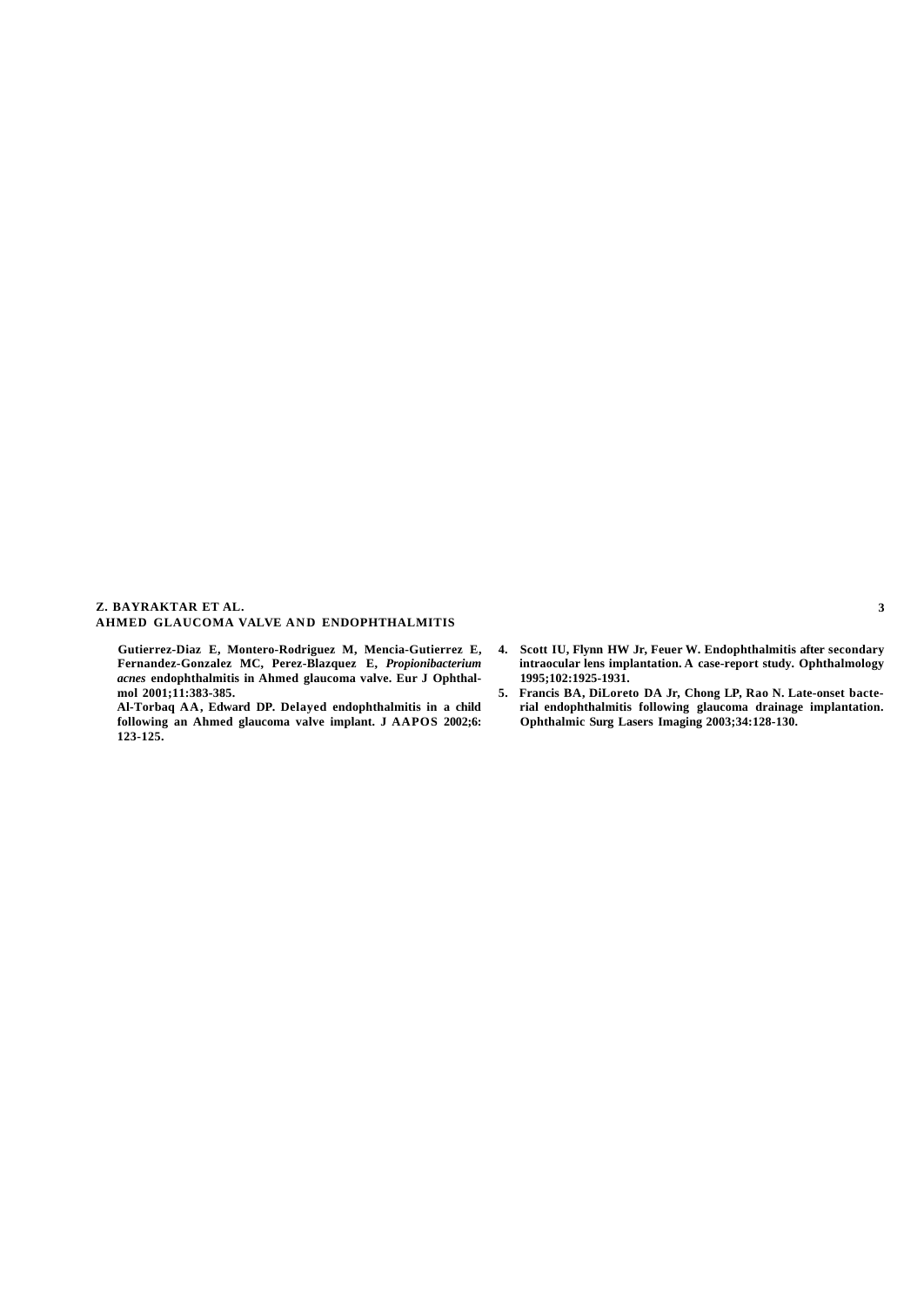2. Gutierrez-Diaz E, Montero-Rodriguez M, Mencia-Gutierrez E, Fernandez-Gonzalez MC, Perez-Blazquez E, *Propionibacterium acnes* endophthalmitis in Ahmed glaucoma valve. Eur J Ophthalmol 2001;11:383-385.
3. Al-Torbaq AA, Edward DP. Delayed endophthalmitis in a child following an Ahmed glaucoma valve implant. J AAPOS 2002;6: 123-125.
4. Scott IU, Flynn HW Jr, Feuer W. Endophthalmitis after secondary intraocular lens implantation. A case-report study. Ophthalmology 1995;102:1925-1931.
5. Francis BA, DiLoreto DA Jr, Chong LP, Rao N. Late-onset bacterial endophthalmitis following glaucoma drainage implantation. Ophthalmic Surg Lasers Imaging 2003;34:128-130.